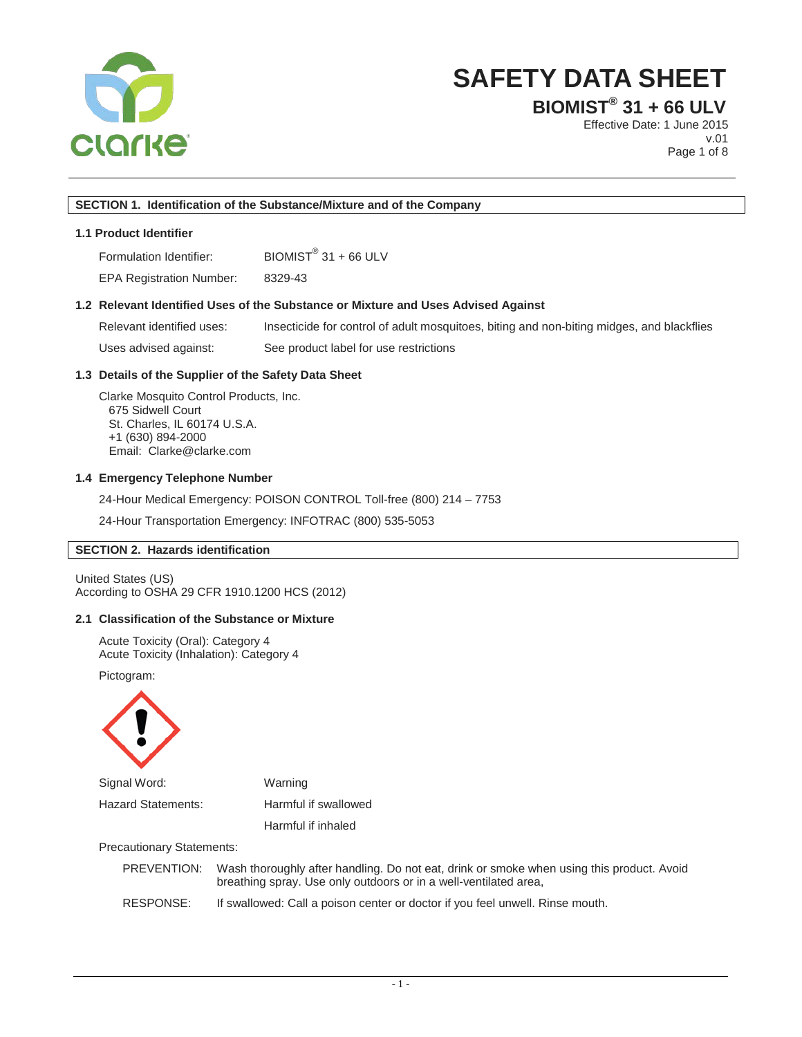# SAFETY DATA SHEET

## BIOMIST® 31 + 66 ULV

Effective Date: 1 June 2015
v.01

### SECTION 1. Identification of the Substance/Mixture and of the Company

#### 1.1 Product Identifier

| | |
|---|---|
| Formulation Identifier: | BIOMIST® 31 + 66 ULV |
| EPA Registration Number: | 8329-43 |

#### 1.2 Relevant Identified Uses of the Substance or Mixture and Uses Advised Against

| | |
|---|---|
| Relevant identified uses: | Insecticide for control of adult mosquitoes, biting and non-biting midges, and blackflies |
| Uses advised against: | See product label for use restrictions |

#### 1.3 Details of the Supplier of the Safety Data Sheet

Clarke Mosquito Control Products, Inc.
675 Sidwell Court
St. Charles, IL 60174 U.S.A.
+1 (630) 894-2000
Email: Clarke@clarke.com

#### 1.4 Emergency Telephone Number

24-Hour Medical Emergency: POISON CONTROL Toll-free (800) 214 – 7753

24-Hour Transportation Emergency: INFOTRAC (800) 535-5053

### SECTION 2. Hazards identification

United States (US)
According to OSHA 29 CFR 1910.1200 HCS (2012)

#### 2.1 Classification of the Substance or Mixture

Acute Toxicity (Oral): Category 4
Acute Toxicity (Inhalation): Category 4

Pictogram:

| | |
|---|---|
| Signal Word: | Warning |
| Hazard Statements: | Harmful if swallowed |
| | Harmful if inhaled |

Precautionary Statements:

PREVENTION: Wash thoroughly after handling. Do not eat, drink or smoke when using this product. Avoid breathing spray. Use only outdoors or in a well-ventilated area,

RESPONSE: If swallowed: Call a poison center or doctor if you feel unwell. Rinse mouth.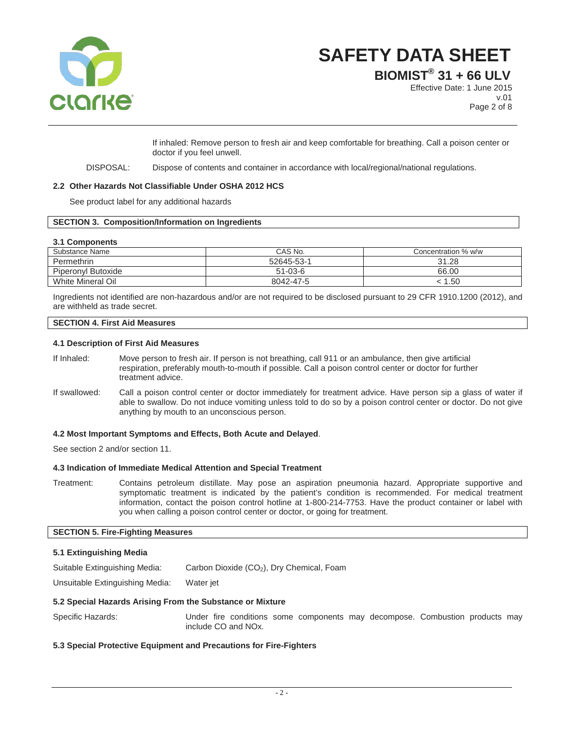If inhaled: Remove person to fresh air and keep comfortable for breathing. Call a poison center or doctor if you feel unwell.

DISPOSAL: Dispose of contents and container in accordance with local/regional/national regulations.

### 2.2 Other Hazards Not Classifiable Under OSHA 2012 HCS

See product label for any additional hazards

## SECTION 3. Composition/Information on Ingredients

### 3.1 Components

| Substance Name | CAS No. | Concentration % w/w |
|---|---|---|
| Permethrin | 52645-53-1 | 31.28 |
| Piperonyl Butoxide | 51-03-6 | 66.00 |
| White Mineral Oil | 8042-47-5 | < 1.50 |

Ingredients not identified are non-hazardous and/or are not required to be disclosed pursuant to 29 CFR 1910.1200 (2012), and are withheld as trade secret.

## SECTION 4. First Aid Measures

### 4.1 Description of First Aid Measures

If Inhaled: Move person to fresh air. If person is not breathing, call 911 or an ambulance, then give artificial respiration, preferably mouth-to-mouth if possible. Call a poison control center or doctor for further treatment advice.

If swallowed: Call a poison control center or doctor immediately for treatment advice. Have person sip a glass of water if able to swallow. Do not induce vomiting unless told to do so by a poison control center or doctor. Do not give anything by mouth to an unconscious person.

### 4.2 Most Important Symptoms and Effects, Both Acute and Delayed.

See section 2 and/or section 11.

### 4.3 Indication of Immediate Medical Attention and Special Treatment

Treatment: Contains petroleum distillate. May pose an aspiration pneumonia hazard. Appropriate supportive and symptomatic treatment is indicated by the patient's condition is recommended. For medical treatment information, contact the poison control hotline at 1-800-214-7753. Have the product container or label with you when calling a poison control center or doctor, or going for treatment.

## SECTION 5. Fire-Fighting Measures

### 5.1 Extinguishing Media

Suitable Extinguishing Media: Carbon Dioxide ($CO_2$), Dry Chemical, Foam

Unsuitable Extinguishing Media: Water jet

### 5.2 Special Hazards Arising From the Substance or Mixture

Specific Hazards: Under fire conditions some components may decompose. Combustion products may include CO and NOx.

### 5.3 Special Protective Equipment and Precautions for Fire-Fighters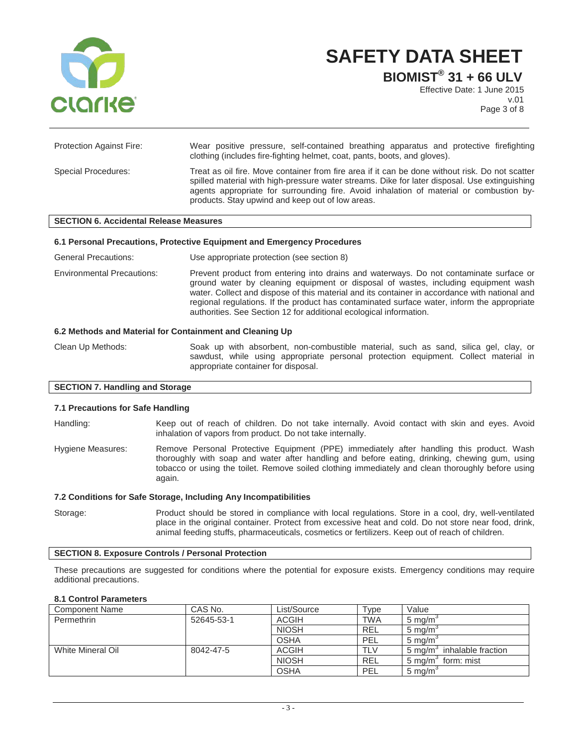Protection Against Fire: Wear positive pressure, self-contained breathing apparatus and protective firefighting clothing (includes fire-fighting helmet, coat, pants, boots, and gloves).

Special Procedures: Treat as oil fire. Move container from fire area if it can be done without risk. Do not scatter spilled material with high-pressure water streams. Dike for later disposal. Use extinguishing agents appropriate for surrounding fire. Avoid inhalation of material or combustion by-products. Stay upwind and keep out of low areas.

## SECTION 6. Accidental Release Measures

### 6.1 Personal Precautions, Protective Equipment and Emergency Procedures

General Precautions: Use appropriate protection (see section 8)

Environmental Precautions: Prevent product from entering into drains and waterways. Do not contaminate surface or ground water by cleaning equipment or disposal of wastes, including equipment wash water. Collect and dispose of this material and its container in accordance with national and regional regulations. If the product has contaminated surface water, inform the appropriate authorities. See Section 12 for additional ecological information.

### 6.2 Methods and Material for Containment and Cleaning Up

Clean Up Methods: Soak up with absorbent, non-combustible material, such as sand, silica gel, clay, or sawdust, while using appropriate personal protection equipment. Collect material in appropriate container for disposal.

## SECTION 7. Handling and Storage

### 7.1 Precautions for Safe Handling

Handling: Keep out of reach of children. Do not take internally. Avoid contact with skin and eyes. Avoid inhalation of vapors from product. Do not take internally.

Hygiene Measures: Remove Personal Protective Equipment (PPE) immediately after handling this product. Wash thoroughly with soap and water after handling and before eating, drinking, chewing gum, using tobacco or using the toilet. Remove soiled clothing immediately and clean thoroughly before using again.

### 7.2 Conditions for Safe Storage, Including Any Incompatibilities

Storage: Product should be stored in compliance with local regulations. Store in a cool, dry, well-ventilated place in the original container. Protect from excessive heat and cold. Do not store near food, drink, animal feeding stuffs, pharmaceuticals, cosmetics or fertilizers. Keep out of reach of children.

## SECTION 8. Exposure Controls / Personal Protection

These precautions are suggested for conditions where the potential for exposure exists. Emergency conditions may require additional precautions.

### 8.1 Control Parameters

| Component Name | CAS No. | List/Source | Type | Value |
|---|---|---|---|---|
| Permethrin | 52645-53-1 | ACGIH | TWA | 5 mg/m$^3$ |
| | | NIOSH | REL | 5 mg/m$^3$ |
| | | OSHA | PEL | 5 mg/m$^3$ |
| White Mineral Oil | 8042-47-5 | ACGIH | TLV | 5 mg/m$^3$ inhalable fraction |
| | | NIOSH | REL | 5 mg/m$^3$ form: mist |
| | | OSHA | PEL | 5 mg/m$^3$ |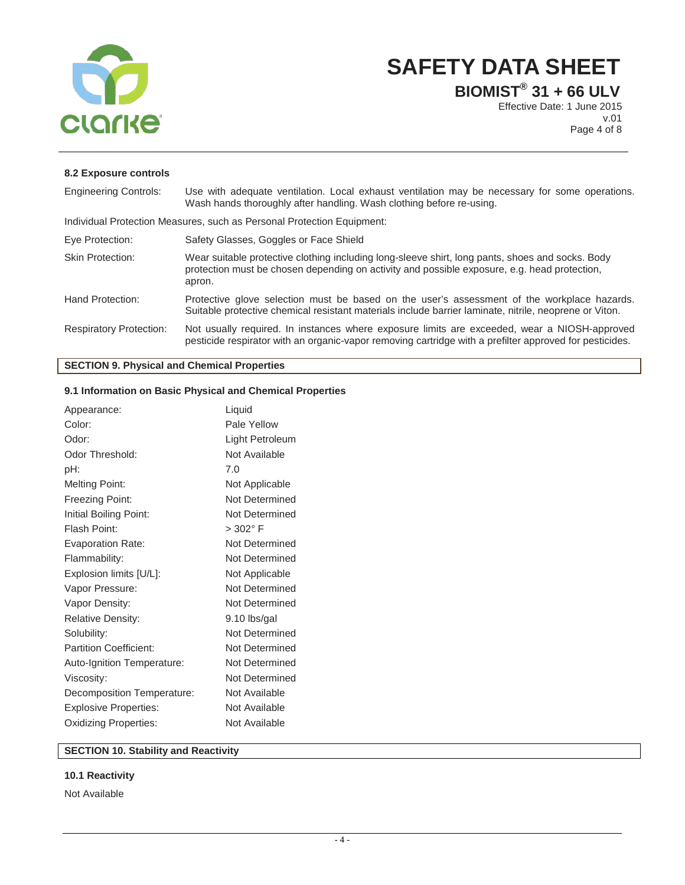### 8.2 Exposure controls

| | |
|---|---|
| Engineering Controls: | Use with adequate ventilation. Local exhaust ventilation may be necessary for some operations. Wash hands thoroughly after handling. Wash clothing before re-using. |

Individual Protection Measures, such as Personal Protection Equipment:

| | |
|---|---|
| Eye Protection: | Safety Glasses, Goggles or Face Shield |
| Skin Protection: | Wear suitable protective clothing including long-sleeve shirt, long pants, shoes and socks. Body protection must be chosen depending on activity and possible exposure, e.g. head protection, apron. |
| Hand Protection: | Protective glove selection must be based on the user's assessment of the workplace hazards. Suitable protective chemical resistant materials include barrier laminate, nitrile, neoprene or Viton. |
| Respiratory Protection: | Not usually required. In instances where exposure limits are exceeded, wear a NIOSH-approved pesticide respirator with an organic-vapor removing cartridge with a prefilter approved for pesticides. |

## SECTION 9. Physical and Chemical Properties

### 9.1 Information on Basic Physical and Chemical Properties

| | |
|---|---|
| Appearance: | Liquid |
| Color: | Pale Yellow |
| Odor: | Light Petroleum |
| Odor Threshold: | Not Available |
| pH: | 7.0 |
| Melting Point: | Not Applicable |
| Freezing Point: | Not Determined |
| Initial Boiling Point: | Not Determined |
| Flash Point: | > 302° F |
| Evaporation Rate: | Not Determined |
| Flammability: | Not Determined |
| Explosion limits [U/L]: | Not Applicable |
| Vapor Pressure: | Not Determined |
| Vapor Density: | Not Determined |
| Relative Density: | 9.10 lbs/gal |
| Solubility: | Not Determined |
| Partition Coefficient: | Not Determined |
| Auto-Ignition Temperature: | Not Determined |
| Viscosity: | Not Determined |
| Decomposition Temperature: | Not Available |
| Explosive Properties: | Not Available |
| Oxidizing Properties: | Not Available |

## SECTION 10. Stability and Reactivity

### 10.1 Reactivity

Not Available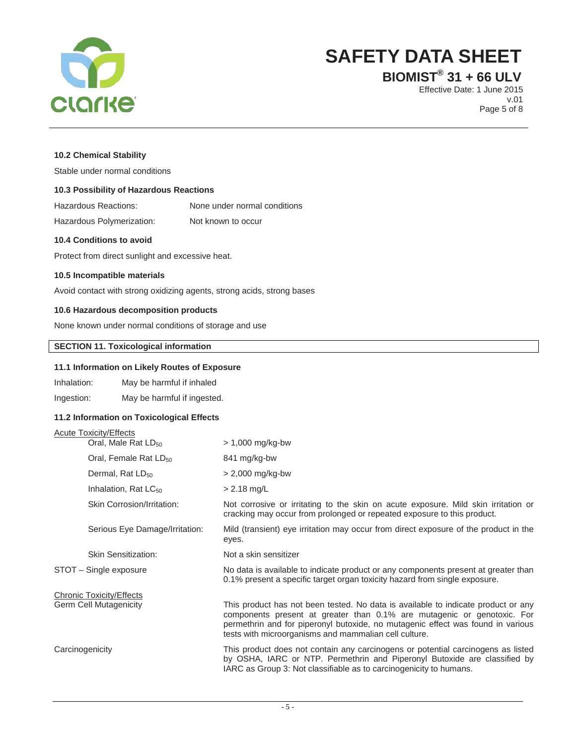**10.2 Chemical Stability**

Stable under normal conditions

**10.3 Possibility of Hazardous Reactions**

| | |
|---|---|
| Hazardous Reactions: | None under normal conditions |
| Hazardous Polymerization: | Not known to occur |

**10.4 Conditions to avoid**

Protect from direct sunlight and excessive heat.

**10.5 Incompatible materials**

Avoid contact with strong oxidizing agents, strong acids, strong bases

**10.6 Hazardous decomposition products**

None known under normal conditions of storage and use

## SECTION 11. Toxicological information

**11.1 Information on Likely Routes of Exposure**

| | |
|---|---|
| Inhalation: | May be harmful if inhaled |
| Ingestion: | May be harmful if ingested. |

**11.2 Information on Toxicological Effects**

Acute Toxicity/Effects

| | |
|---|---|
| Oral, Male Rat $LD_{50}$ | > 1,000 mg/kg-bw |
| Oral, Female Rat $LD_{50}$ | 841 mg/kg-bw |
| Dermal, Rat $LD_{50}$ | > 2,000 mg/kg-bw |
| Inhalation, Rat $LC_{50}$ | > 2.18 mg/L |
| Skin Corrosion/Irritation: | Not corrosive or irritating to the skin on acute exposure. Mild skin irritation or cracking may occur from prolonged or repeated exposure to this product. |
| Serious Eye Damage/Irritation: | Mild (transient) eye irritation may occur from direct exposure of the product in the eyes. |
| Skin Sensitization: | Not a skin sensitizer |
| STOT – Single exposure | No data is available to indicate product or any components present at greater than 0.1% present a specific target organ toxicity hazard from single exposure. |

Chronic Toxicity/Effects

| | |
|---|---|
| Germ Cell Mutagenicity | This product has not been tested. No data is available to indicate product or any components present at greater than 0.1% are mutagenic or genotoxic. For permethrin and for piperonyl butoxide, no mutagenic effect was found in various tests with microorganisms and mammalian cell culture. |
| Carcinogenicity | This product does not contain any carcinogens or potential carcinogens as listed by OSHA, IARC or NTP. Permethrin and Piperonyl Butoxide are classified by IARC as Group 3: Not classifiable as to carcinogenicity to humans. |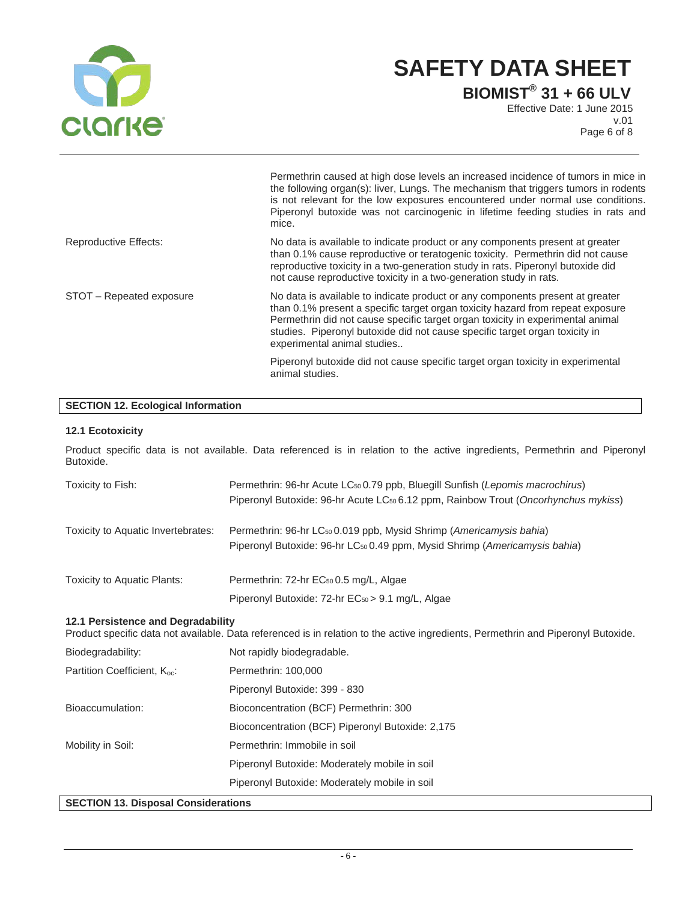| | |
|---|---|
| | Permethrin caused at high dose levels an increased incidence of tumors in mice in the following organ(s): liver, Lungs. The mechanism that triggers tumors in rodents is not relevant for the low exposures encountered under normal use conditions. Piperonyl butoxide was not carcinogenic in lifetime feeding studies in rats and mice. |
| Reproductive Effects: | No data is available to indicate product or any components present at greater than 0.1% cause reproductive or teratogenic toxicity. Permethrin did not cause reproductive toxicity in a two-generation study in rats. Piperonyl butoxide did not cause reproductive toxicity in a two-generation study in rats. |
| STOT – Repeated exposure | No data is available to indicate product or any components present at greater than 0.1% present a specific target organ toxicity hazard from repeat exposure Permethrin did not cause specific target organ toxicity in experimental animal studies. Piperonyl butoxide did not cause specific target organ toxicity in experimental animal studies.. |
| | Piperonyl butoxide did not cause specific target organ toxicity in experimental animal studies. |

## SECTION 12. Ecological Information

### 12.1 Ecotoxicity

Product specific data is not available. Data referenced is in relation to the active ingredients, Permethrin and Piperonyl Butoxide.

| | |
|---|---|
| Toxicity to Fish: | Permethrin: 96-hr Acute $LC_{50}$ 0.79 ppb, Bluegill Sunfish (*Lepomis macrochirus*) |
| | Piperonyl Butoxide: 96-hr Acute $LC_{50}$ 6.12 ppm, Rainbow Trout (*Oncorhynchus mykiss*) |
| Toxicity to Aquatic Invertebrates: | Permethrin: 96-hr $LC_{50}$ 0.019 ppb, Mysid Shrimp (*Americamysis bahia*) |
| | Piperonyl Butoxide: 96-hr $LC_{50}$ 0.49 ppm, Mysid Shrimp (*Americamysis bahia*) |
| Toxicity to Aquatic Plants: | Permethrin: 72-hr $EC_{50}$ 0.5 mg/L, Algae |
| | Piperonyl Butoxide: 72-hr $EC_{50}$ > 9.1 mg/L, Algae |

### 12.1 Persistence and Degradability

Product specific data not available. Data referenced is in relation to the active ingredients, Permethrin and Piperonyl Butoxide.

| | |
|---|---|
| Biodegradability: | Not rapidly biodegradable. |
| Partition Coefficient, $K_{oc}$: | Permethrin: 100,000 |
| | Piperonyl Butoxide: 399 - 830 |
| Bioaccumulation: | Bioconcentration (BCF) Permethrin: 300 |
| | Bioconcentration (BCF) Piperonyl Butoxide: 2,175 |
| Mobility in Soil: | Permethrin: Immobile in soil |
| | Piperonyl Butoxide: Moderately mobile in soil |
| | Piperonyl Butoxide: Moderately mobile in soil |

## SECTION 13. Disposal Considerations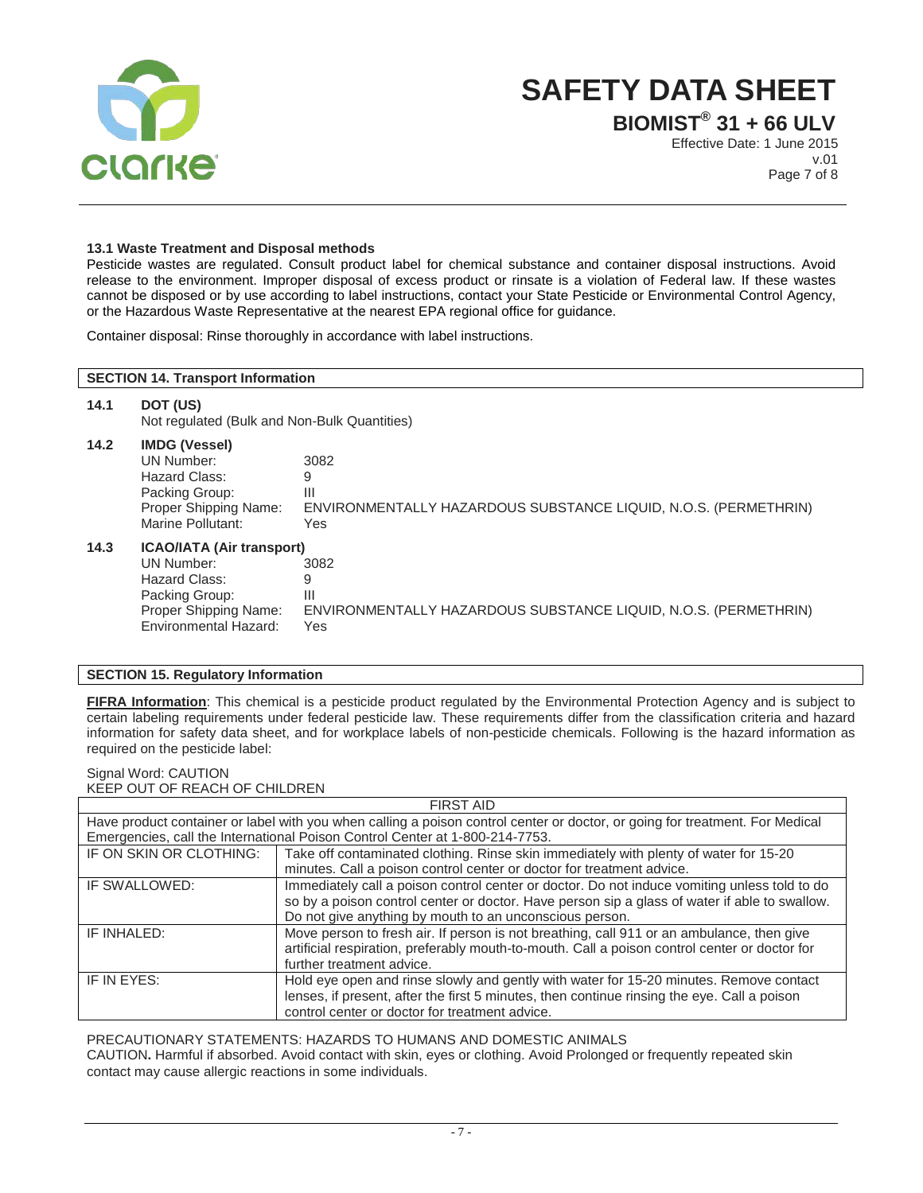### 13.1 Waste Treatment and Disposal methods

Pesticide wastes are regulated. Consult product label for chemical substance and container disposal instructions. Avoid release to the environment. Improper disposal of excess product or rinsate is a violation of Federal law. If these wastes cannot be disposed or by use according to label instructions, contact your State Pesticide or Environmental Control Agency, or the Hazardous Waste Representative at the nearest EPA regional office for guidance.

Container disposal: Rinse thoroughly in accordance with label instructions.

## SECTION 14. Transport Information

**14.1 DOT (US)**

Not regulated (Bulk and Non-Bulk Quantities)

**14.2 IMDG (Vessel)**

| | |
|---|---|
| UN Number: | 3082 |
| Hazard Class: | 9 |
| Packing Group: | III |
| Proper Shipping Name: | ENVIRONMENTALLY HAZARDOUS SUBSTANCE LIQUID, N.O.S. (PERMETHRIN) |
| Marine Pollutant: | Yes |

**14.3 ICAO/IATA (Air transport)**

| | |
|---|---|
| UN Number: | 3082 |
| Hazard Class: | 9 |
| Packing Group: | III |
| Proper Shipping Name: | ENVIRONMENTALLY HAZARDOUS SUBSTANCE LIQUID, N.O.S. (PERMETHRIN) |
| Environmental Hazard: | Yes |

## SECTION 15. Regulatory Information

**FIFRA Information**: This chemical is a pesticide product regulated by the Environmental Protection Agency and is subject to certain labeling requirements under federal pesticide law. These requirements differ from the classification criteria and hazard information for safety data sheet, and for workplace labels of non-pesticide chemicals. Following is the hazard information as required on the pesticide label:

Signal Word: CAUTION
KEEP OUT OF REACH OF CHILDREN

| FIRST AID | |
|---|---|
| Have product container or label with you when calling a poison control center or doctor, or going for treatment. For Medical Emergencies, call the International Poison Control Center at 1-800-214-7753. | |
| IF ON SKIN OR CLOTHING: | Take off contaminated clothing. Rinse skin immediately with plenty of water for 15-20 minutes. Call a poison control center or doctor for treatment advice. |
| IF SWALLOWED: | Immediately call a poison control center or doctor. Do not induce vomiting unless told to do so by a poison control center or doctor. Have person sip a glass of water if able to swallow. Do not give anything by mouth to an unconscious person. |
| IF INHALED: | Move person to fresh air. If person is not breathing, call 911 or an ambulance, then give artificial respiration, preferably mouth-to-mouth. Call a poison control center or doctor for further treatment advice. |
| IF IN EYES: | Hold eye open and rinse slowly and gently with water for 15-20 minutes. Remove contact lenses, if present, after the first 5 minutes, then continue rinsing the eye. Call a poison control center or doctor for treatment advice. |

PRECAUTIONARY STATEMENTS: HAZARDS TO HUMANS AND DOMESTIC ANIMALS
CAUTION**.** Harmful if absorbed. Avoid contact with skin, eyes or clothing. Avoid Prolonged or frequently repeated skin contact may cause allergic reactions in some individuals.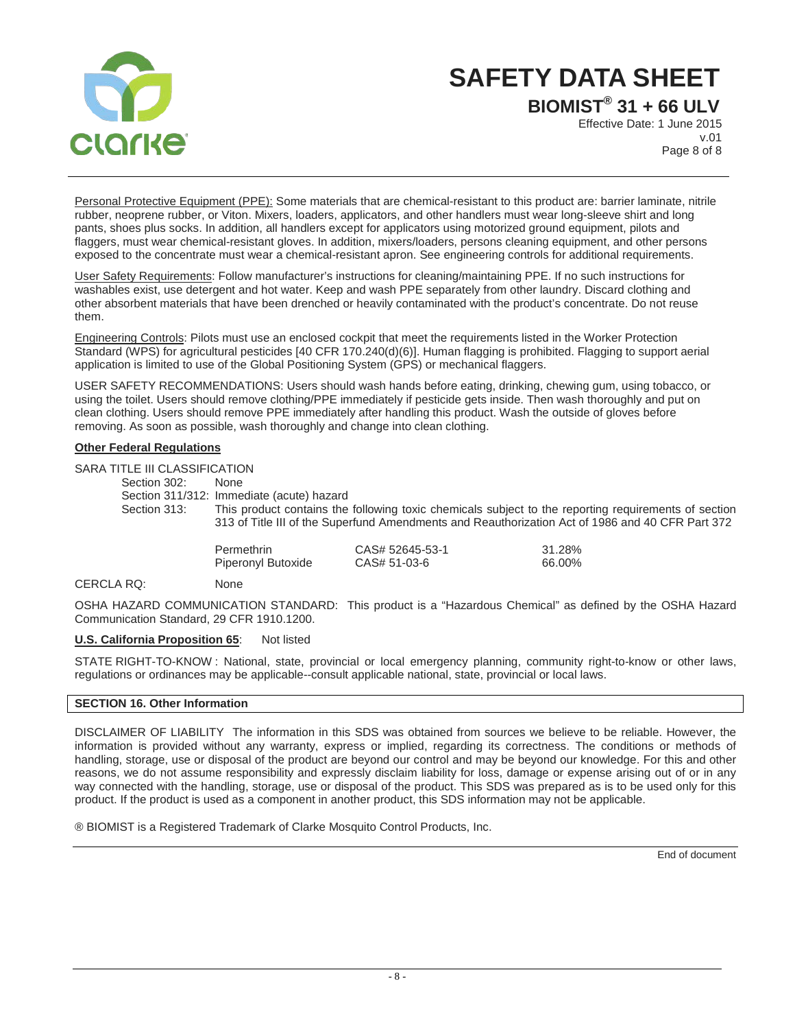Personal Protective Equipment (PPE): Some materials that are chemical-resistant to this product are: barrier laminate, nitrile rubber, neoprene rubber, or Viton. Mixers, loaders, applicators, and other handlers must wear long-sleeve shirt and long pants, shoes plus socks. In addition, all handlers except for applicators using motorized ground equipment, pilots and flaggers, must wear chemical-resistant gloves. In addition, mixers/loaders, persons cleaning equipment, and other persons exposed to the concentrate must wear a chemical-resistant apron. See engineering controls for additional requirements.

User Safety Requirements: Follow manufacturer's instructions for cleaning/maintaining PPE. If no such instructions for washables exist, use detergent and hot water. Keep and wash PPE separately from other laundry. Discard clothing and other absorbent materials that have been drenched or heavily contaminated with the product's concentrate. Do not reuse them.

Engineering Controls: Pilots must use an enclosed cockpit that meet the requirements listed in the Worker Protection Standard (WPS) for agricultural pesticides [40 CFR 170.240(d)(6)]. Human flagging is prohibited. Flagging to support aerial application is limited to use of the Global Positioning System (GPS) or mechanical flaggers.

USER SAFETY RECOMMENDATIONS: Users should wash hands before eating, drinking, chewing gum, using tobacco, or using the toilet. Users should remove clothing/PPE immediately if pesticide gets inside. Then wash thoroughly and put on clean clothing. Users should remove PPE immediately after handling this product. Wash the outside of gloves before removing. As soon as possible, wash thoroughly and change into clean clothing.

**Other Federal Regulations**

SARA TITLE III CLASSIFICATION

Section 302: None

Section 311/312: Immediate (acute) hazard

Section 313: This product contains the following toxic chemicals subject to the reporting requirements of section 313 of Title III of the Superfund Amendments and Reauthorization Act of 1986 and 40 CFR Part 372

| | | |
|---|---|---|
| Permethrin | CAS# 52645-53-1 | 31.28% |
| Piperonyl Butoxide | CAS# 51-03-6 | 66.00% |

CERCLA RQ: None

OSHA HAZARD COMMUNICATION STANDARD: This product is a "Hazardous Chemical" as defined by the OSHA Hazard Communication Standard, 29 CFR 1910.1200.

**U.S. California Proposition 65**: Not listed

STATE RIGHT-TO-KNOW : National, state, provincial or local emergency planning, community right-to-know or other laws, regulations or ordinances may be applicable--consult applicable national, state, provincial or local laws.

## SECTION 16. Other Information

DISCLAIMER OF LIABILITY The information in this SDS was obtained from sources we believe to be reliable. However, the information is provided without any warranty, express or implied, regarding its correctness. The conditions or methods of handling, storage, use or disposal of the product are beyond our control and may be beyond our knowledge. For this and other reasons, we do not assume responsibility and expressly disclaim liability for loss, damage or expense arising out of or in any way connected with the handling, storage, use or disposal of the product. This SDS was prepared as is to be used only for this product. If the product is used as a component in another product, this SDS information may not be applicable.

® BIOMIST is a Registered Trademark of Clarke Mosquito Control Products, Inc.

End of document